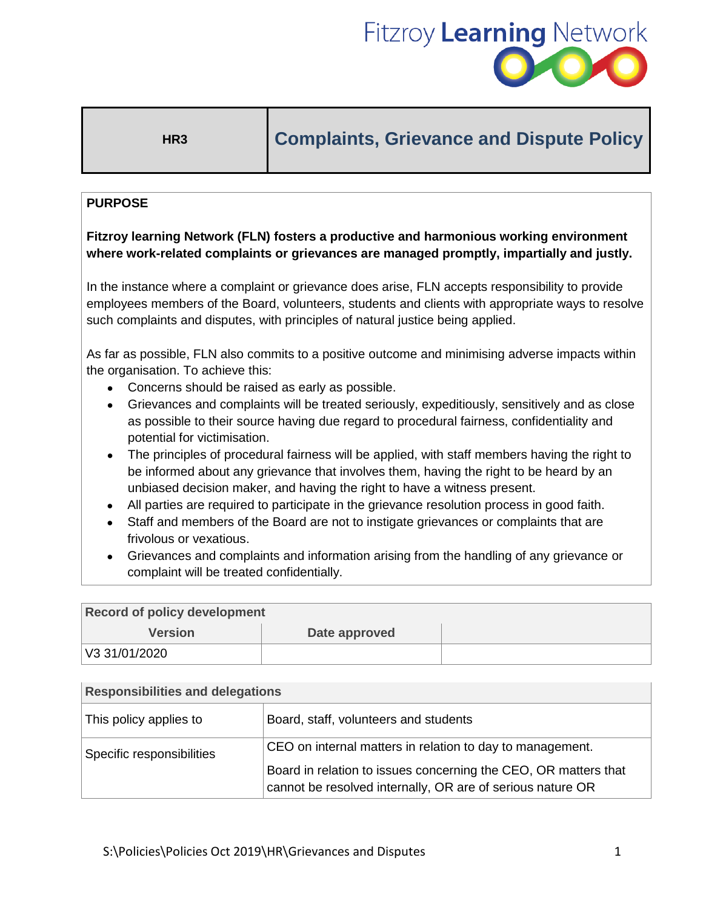Fitzroy Learning Network

| HR3 | Complaints, Grievance and Dispute Policy |
|---|---|

## PURPOSE

**Fitzroy learning Network (FLN) fosters a productive and harmonious working environment where work-related complaints or grievances are managed promptly, impartially and justly.**

In the instance where a complaint or grievance does arise, FLN accepts responsibility to provide employees members of the Board, volunteers, students and clients with appropriate ways to resolve such complaints and disputes, with principles of natural justice being applied.

As far as possible, FLN also commits to a positive outcome and minimising adverse impacts within the organisation. To achieve this:

- Concerns should be raised as early as possible.
- Grievances and complaints will be treated seriously, expeditiously, sensitively and as close as possible to their source having due regard to procedural fairness, confidentiality and potential for victimisation.
- The principles of procedural fairness will be applied, with staff members having the right to be informed about any grievance that involves them, having the right to be heard by an unbiased decision maker, and having the right to have a witness present.
- All parties are required to participate in the grievance resolution process in good faith.
- Staff and members of the Board are not to instigate grievances or complaints that are frivolous or vexatious.
- Grievances and complaints and information arising from the handling of any grievance or complaint will be treated confidentially.

| Record of policy development | | |
|---|---|---|
| **Version** | **Date approved** | |
| V3 31/01/2020 | | |

| Responsibilities and delegations | |
|---|---|
| This policy applies to | Board, staff, volunteers and students |
| Specific responsibilities | CEO on internal matters in relation to day to management.<br>Board in relation to issues concerning the CEO, OR matters that cannot be resolved internally, OR are of serious nature OR |

S:\Policies\Policies Oct 2019\HR\Grievances and Disputes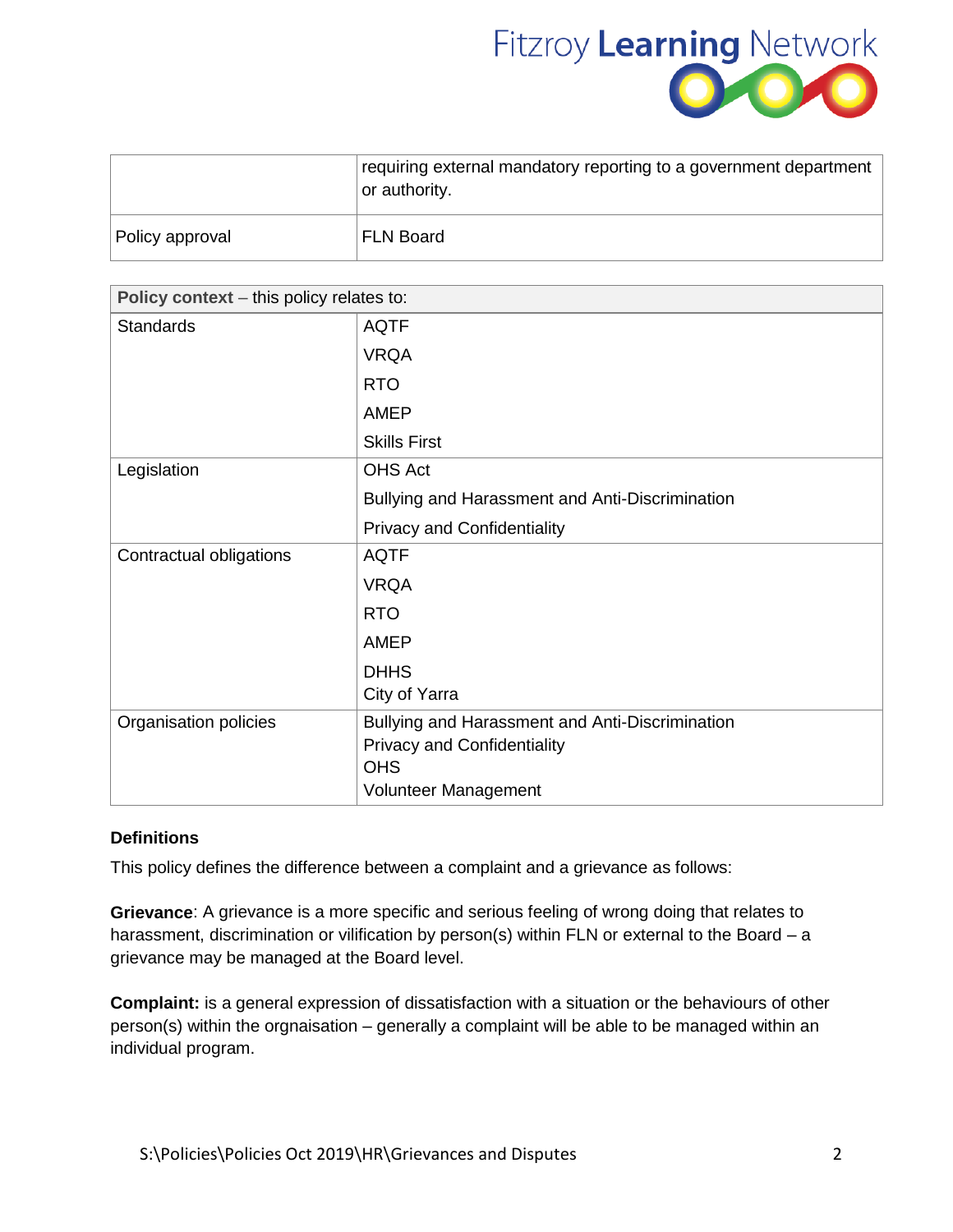| | |
|---|---|
| | requiring external mandatory reporting to a government department or authority. |
| Policy approval | FLN Board |

| **Policy context** – this policy relates to: | |
|---|---|
| Standards | AQTF<br>VRQA<br>RTO<br>AMEP<br>Skills First |
| Legislation | OHS Act<br>Bullying and Harassment and Anti-Discrimination<br>Privacy and Confidentiality |
| Contractual obligations | AQTF<br>VRQA<br>RTO<br>AMEP<br>DHHS<br>City of Yarra |
| Organisation policies | Bullying and Harassment and Anti-Discrimination<br>Privacy and Confidentiality<br>OHS<br>Volunteer Management |

**Definitions**

This policy defines the difference between a complaint and a grievance as follows:

**Grievance**: A grievance is a more specific and serious feeling of wrong doing that relates to harassment, discrimination or vilification by person(s) within FLN or external to the Board – a grievance may be managed at the Board level.

**Complaint:** is a general expression of dissatisfaction with a situation or the behaviours of other person(s) within the orgnaisation – generally a complaint will be able to be managed within an individual program.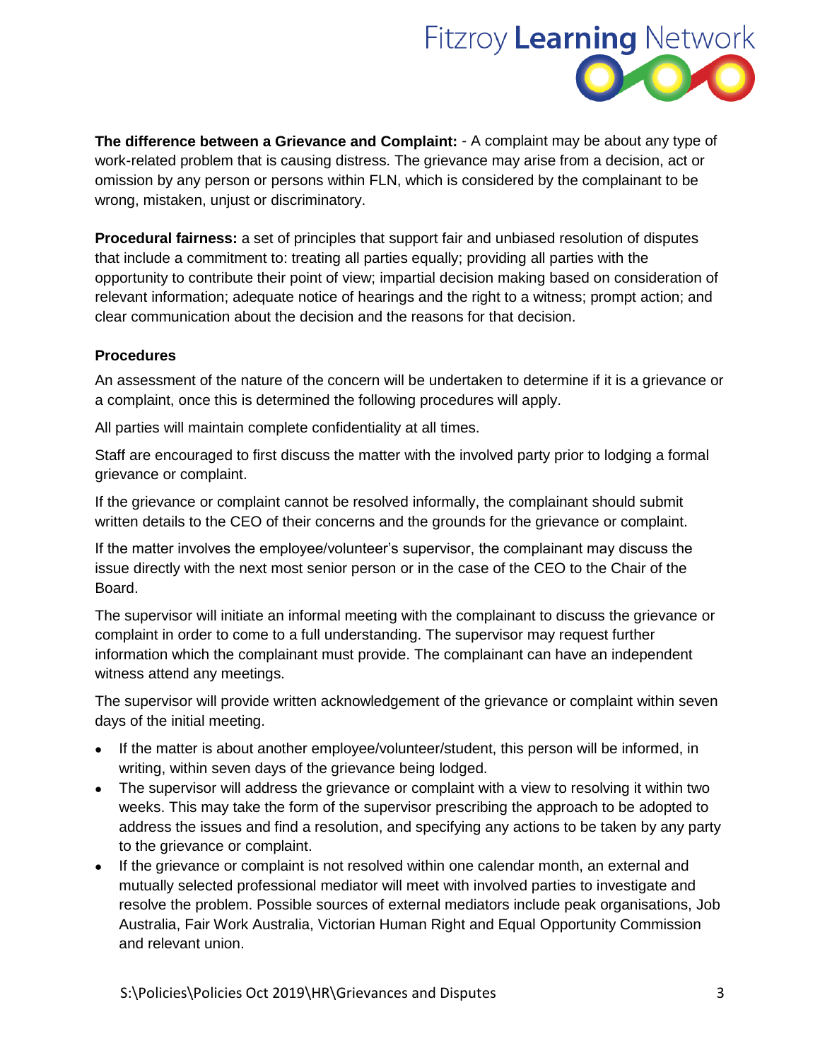**The difference between a Grievance and Complaint:** - A complaint may be about any type of work-related problem that is causing distress. The grievance may arise from a decision, act or omission by any person or persons within FLN, which is considered by the complainant to be wrong, mistaken, unjust or discriminatory.

**Procedural fairness:** a set of principles that support fair and unbiased resolution of disputes that include a commitment to: treating all parties equally; providing all parties with the opportunity to contribute their point of view; impartial decision making based on consideration of relevant information; adequate notice of hearings and the right to a witness; prompt action; and clear communication about the decision and the reasons for that decision.

**Procedures**

An assessment of the nature of the concern will be undertaken to determine if it is a grievance or a complaint, once this is determined the following procedures will apply.

All parties will maintain complete confidentiality at all times.

Staff are encouraged to first discuss the matter with the involved party prior to lodging a formal grievance or complaint.

If the grievance or complaint cannot be resolved informally, the complainant should submit written details to the CEO of their concerns and the grounds for the grievance or complaint.

If the matter involves the employee/volunteer's supervisor, the complainant may discuss the issue directly with the next most senior person or in the case of the CEO to the Chair of the Board.

The supervisor will initiate an informal meeting with the complainant to discuss the grievance or complaint in order to come to a full understanding. The supervisor may request further information which the complainant must provide. The complainant can have an independent witness attend any meetings.

The supervisor will provide written acknowledgement of the grievance or complaint within seven days of the initial meeting.

- If the matter is about another employee/volunteer/student, this person will be informed, in writing, within seven days of the grievance being lodged.
- The supervisor will address the grievance or complaint with a view to resolving it within two weeks. This may take the form of the supervisor prescribing the approach to be adopted to address the issues and find a resolution, and specifying any actions to be taken by any party to the grievance or complaint.
- If the grievance or complaint is not resolved within one calendar month, an external and mutually selected professional mediator will meet with involved parties to investigate and resolve the problem. Possible sources of external mediators include peak organisations, Job Australia, Fair Work Australia, Victorian Human Right and Equal Opportunity Commission and relevant union.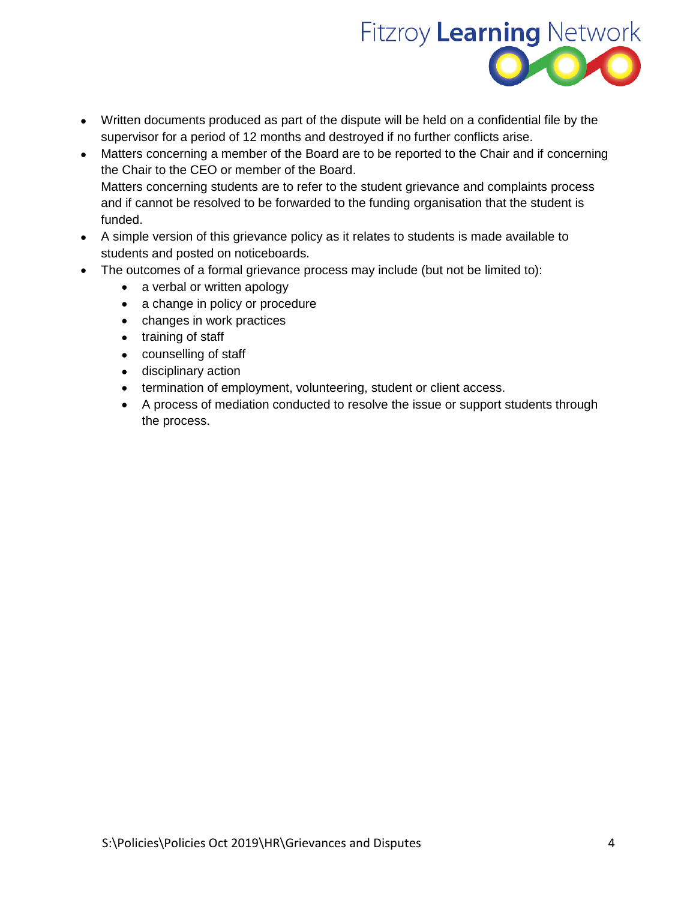- Written documents produced as part of the dispute will be held on a confidential file by the supervisor for a period of 12 months and destroyed if no further conflicts arise.
- Matters concerning a member of the Board are to be reported to the Chair and if concerning the Chair to the CEO or member of the Board.
  Matters concerning students are to refer to the student grievance and complaints process and if cannot be resolved to be forwarded to the funding organisation that the student is funded.
- A simple version of this grievance policy as it relates to students is made available to students and posted on noticeboards.
- The outcomes of a formal grievance process may include (but not be limited to):
  - a verbal or written apology
  - a change in policy or procedure
  - changes in work practices
  - training of staff
  - counselling of staff
  - disciplinary action
  - termination of employment, volunteering, student or client access.
  - A process of mediation conducted to resolve the issue or support students through the process.